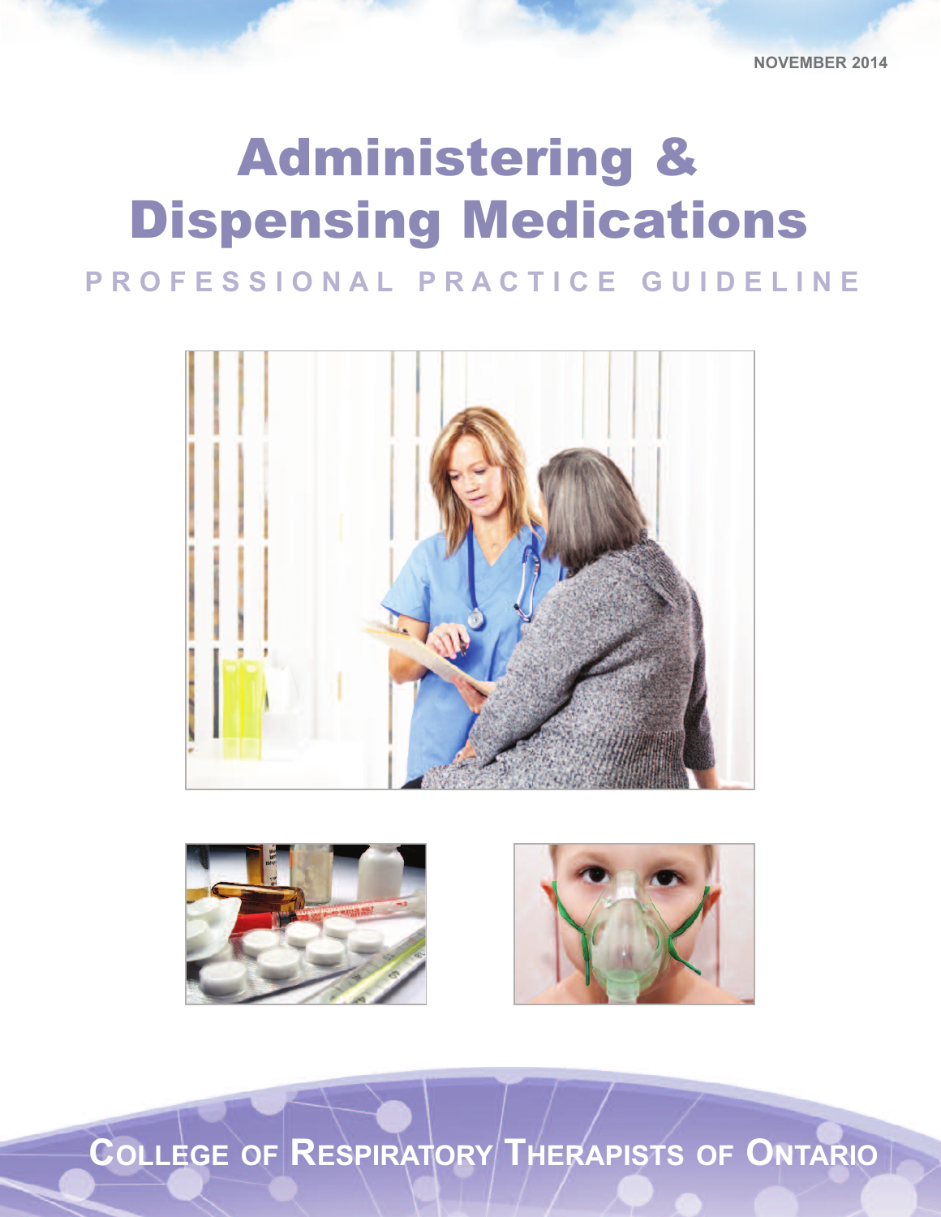NOVEMBER 2014

# Administering & Dispensing Medications

## PROFESSIONAL PRACTICE GUIDELINE

COLLEGE OF RESPIRATORY THERAPISTS OF ONTARIO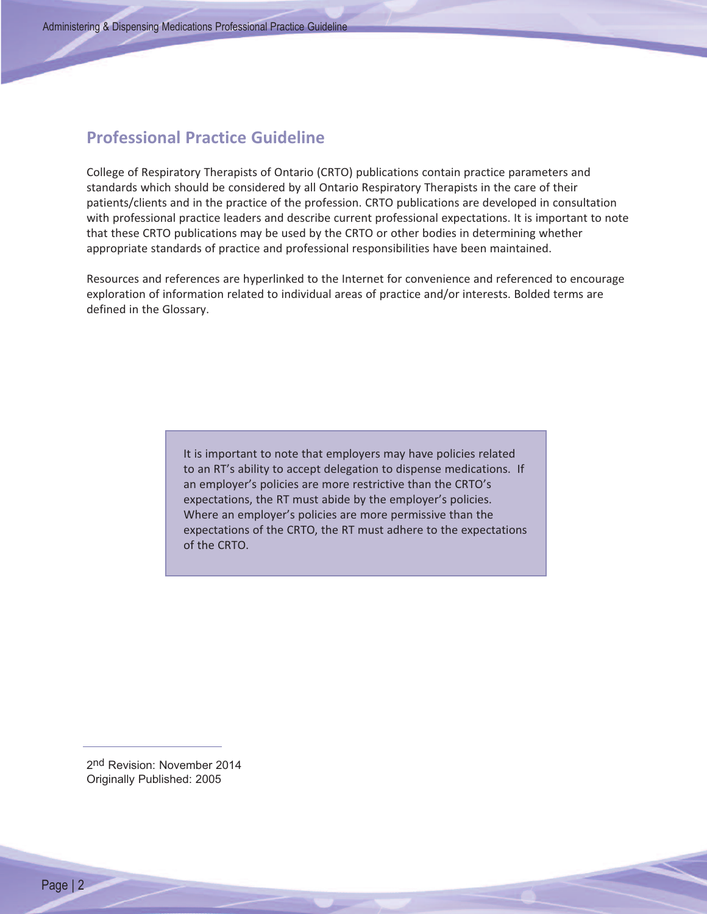## Professional Practice Guideline

College of Respiratory Therapists of Ontario (CRTO) publications contain practice parameters and standards which should be considered by all Ontario Respiratory Therapists in the care of their patients/clients and in the practice of the profession. CRTO publications are developed in consultation with professional practice leaders and describe current professional expectations. It is important to note that these CRTO publications may be used by the CRTO or other bodies in determining whether appropriate standards of practice and professional responsibilities have been maintained.

Resources and references are hyperlinked to the Internet for convenience and referenced to encourage exploration of information related to individual areas of practice and/or interests. Bolded terms are defined in the Glossary.

> It is important to note that employers may have policies related to an RT's ability to accept delegation to dispense medications. If an employer's policies are more restrictive than the CRTO's expectations, the RT must abide by the employer's policies. Where an employer's policies are more permissive than the expectations of the CRTO, the RT must adhere to the expectations of the CRTO.

2nd Revision: November 2014
Originally Published: 2005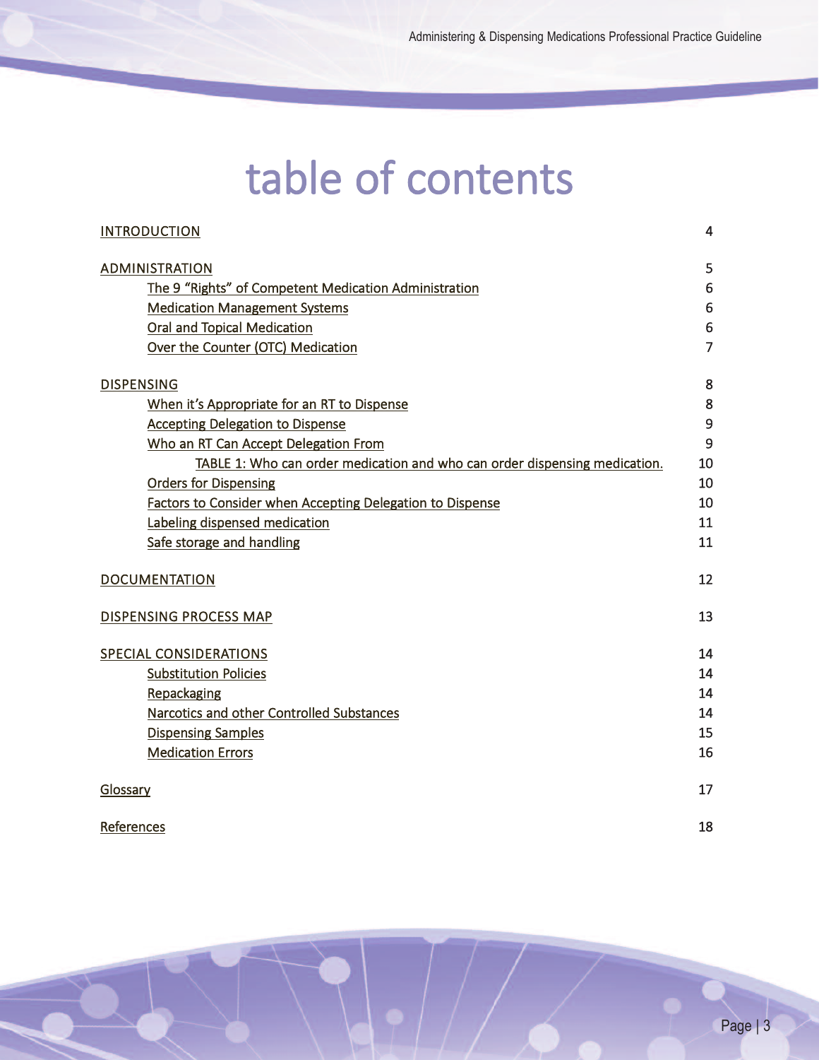# table of contents

| | |
|---|---|
| INTRODUCTION | 4 |
| ADMINISTRATION | 5 |
| The 9 "Rights" of Competent Medication Administration | 6 |
| Medication Management Systems | 6 |
| Oral and Topical Medication | 6 |
| Over the Counter (OTC) Medication | 7 |
| DISPENSING | 8 |
| When it's Appropriate for an RT to Dispense | 8 |
| Accepting Delegation to Dispense | 9 |
| Who an RT Can Accept Delegation From | 9 |
| TABLE 1: Who can order medication and who can order dispensing medication. | 10 |
| Orders for Dispensing | 10 |
| Factors to Consider when Accepting Delegation to Dispense | 10 |
| Labeling dispensed medication | 11 |
| Safe storage and handling | 11 |
| DOCUMENTATION | 12 |
| DISPENSING PROCESS MAP | 13 |
| SPECIAL CONSIDERATIONS | 14 |
| Substitution Policies | 14 |
| Repackaging | 14 |
| Narcotics and other Controlled Substances | 14 |
| Dispensing Samples | 15 |
| Medication Errors | 16 |
| Glossary | 17 |
| References | 18 |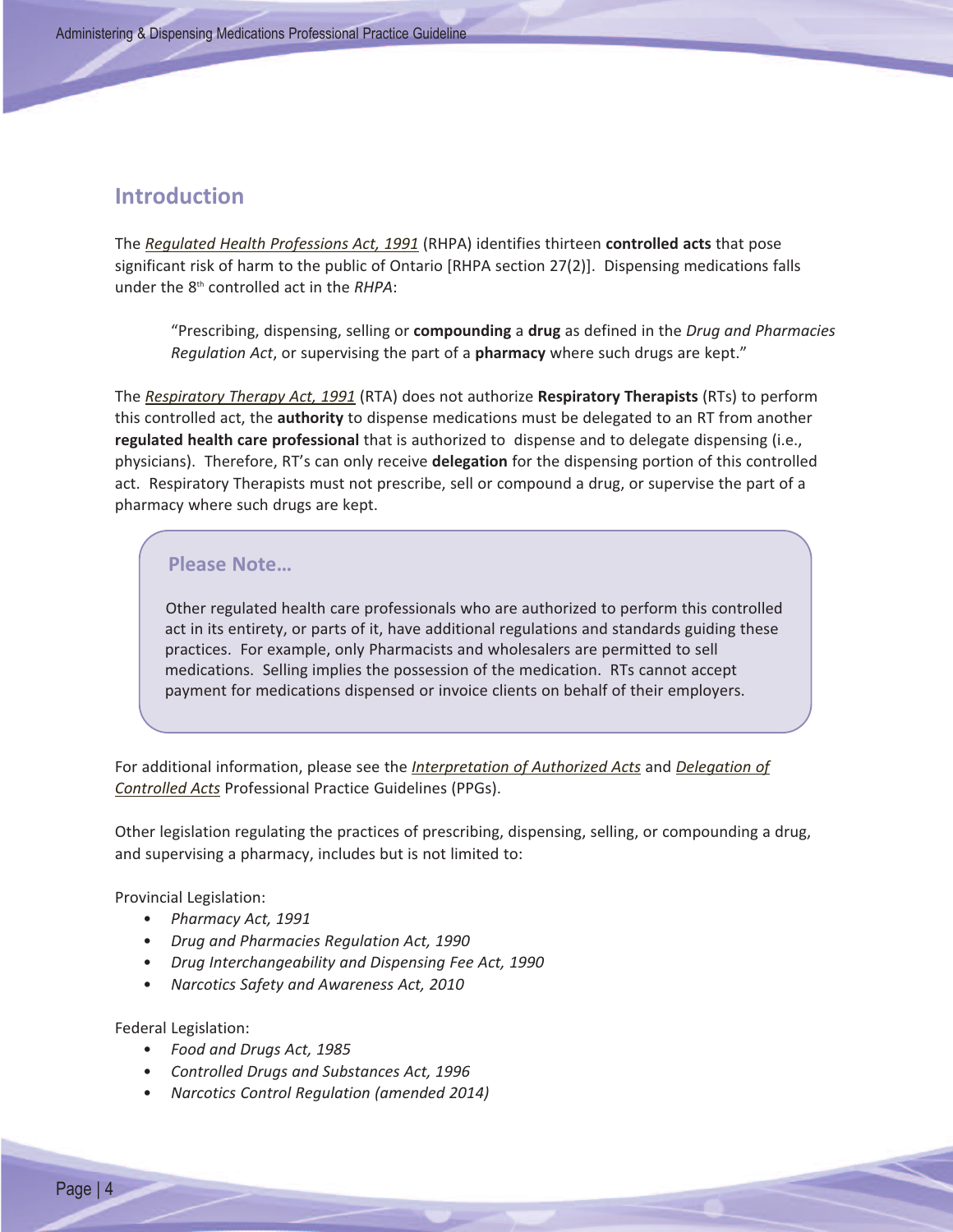## Introduction

The *Regulated Health Professions Act, 1991* (RHPA) identifies thirteen **controlled acts** that pose significant risk of harm to the public of Ontario [RHPA section 27(2)]. Dispensing medications falls under the 8th controlled act in the *RHPA*:

> "Prescribing, dispensing, selling or **compounding** a **drug** as defined in the *Drug and Pharmacies Regulation Act*, or supervising the part of a **pharmacy** where such drugs are kept."

The *Respiratory Therapy Act, 1991* (RTA) does not authorize **Respiratory Therapists** (RTs) to perform this controlled act, the **authority** to dispense medications must be delegated to an RT from another **regulated health care professional** that is authorized to dispense and to delegate dispensing (i.e., physicians). Therefore, RT's can only receive **delegation** for the dispensing portion of this controlled act. Respiratory Therapists must not prescribe, sell or compound a drug, or supervise the part of a pharmacy where such drugs are kept.

### Please Note…

Other regulated health care professionals who are authorized to perform this controlled act in its entirety, or parts of it, have additional regulations and standards guiding these practices. For example, only Pharmacists and wholesalers are permitted to sell medications. Selling implies the possession of the medication. RTs cannot accept payment for medications dispensed or invoice clients on behalf of their employers.

For additional information, please see the *Interpretation of Authorized Acts* and *Delegation of Controlled Acts* Professional Practice Guidelines (PPGs).

Other legislation regulating the practices of prescribing, dispensing, selling, or compounding a drug, and supervising a pharmacy, includes but is not limited to:

Provincial Legislation:

- *Pharmacy Act, 1991*
- *Drug and Pharmacies Regulation Act, 1990*
- *Drug Interchangeability and Dispensing Fee Act, 1990*
- *Narcotics Safety and Awareness Act, 2010*

Federal Legislation:

- *Food and Drugs Act, 1985*
- *Controlled Drugs and Substances Act, 1996*
- *Narcotics Control Regulation (amended 2014)*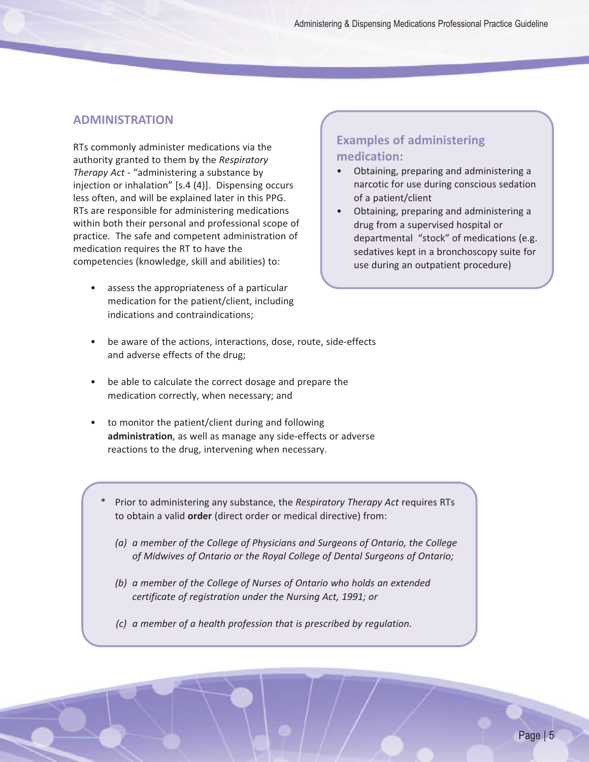## ADMINISTRATION

RTs commonly administer medications via the authority granted to them by the *Respiratory Therapy Act* - "administering a substance by injection or inhalation" [s.4 (4)]. Dispensing occurs less often, and will be explained later in this PPG. RTs are responsible for administering medications within both their personal and professional scope of practice. The safe and competent administration of medication requires the RT to have the competencies (knowledge, skill and abilities) to:

- assess the appropriateness of a particular medication for the patient/client, including indications and contraindications;
- be aware of the actions, interactions, dose, route, side-effects and adverse effects of the drug;
- be able to calculate the correct dosage and prepare the medication correctly, when necessary; and
- to monitor the patient/client during and following **administration**, as well as manage any side-effects or adverse reactions to the drug, intervening when necessary.

### Examples of administering medication:

- Obtaining, preparing and administering a narcotic for use during conscious sedation of a patient/client
- Obtaining, preparing and administering a drug from a supervised hospital or departmental "stock" of medications (e.g. sedatives kept in a bronchoscopy suite for use during an outpatient procedure)

\* Prior to administering any substance, the *Respiratory Therapy Act* requires RTs to obtain a valid **order** (direct order or medical directive) from:

*(a) a member of the College of Physicians and Surgeons of Ontario, the College of Midwives of Ontario or the Royal College of Dental Surgeons of Ontario;*

*(b) a member of the College of Nurses of Ontario who holds an extended certificate of registration under the Nursing Act, 1991; or*

*(c) a member of a health profession that is prescribed by regulation.*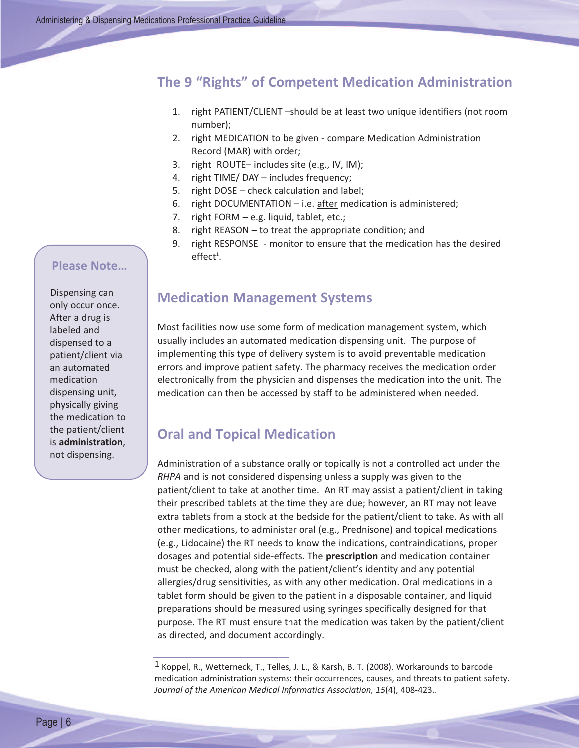## The 9 "Rights" of Competent Medication Administration

1. right PATIENT/CLIENT –should be at least two unique identifiers (not room number);
2. right MEDICATION to be given - compare Medication Administration Record (MAR) with order;
3. right ROUTE– includes site (e.g., IV, IM);
4. right TIME/ DAY – includes frequency;
5. right DOSE – check calculation and label;
6. right DOCUMENTATION – i.e. <u>after</u> medication is administered;
7. right FORM – e.g. liquid, tablet, etc.;
8. right REASON – to treat the appropriate condition; and
9. right RESPONSE - monitor to ensure that the medication has the desired effect[1].

## Medication Management Systems

Most facilities now use some form of medication management system, which usually includes an automated medication dispensing unit. The purpose of implementing this type of delivery system is to avoid preventable medication errors and improve patient safety. The pharmacy receives the medication order electronically from the physician and dispenses the medication into the unit. The medication can then be accessed by staff to be administered when needed.

> **Please Note...**
>
> Dispensing can only occur once. After a drug is labeled and dispensed to a patient/client via an automated medication dispensing unit, physically giving the medication to the patient/client is **administration**, not dispensing.

## Oral and Topical Medication

Administration of a substance orally or topically is not a controlled act under the *RHPA* and is not considered dispensing unless a supply was given to the patient/client to take at another time. An RT may assist a patient/client in taking their prescribed tablets at the time they are due; however, an RT may not leave extra tablets from a stock at the bedside for the patient/client to take. As with all other medications, to administer oral (e.g., Prednisone) and topical medications (e.g., Lidocaine) the RT needs to know the indications, contraindications, proper dosages and potential side-effects. The **prescription** and medication container must be checked, along with the patient/client's identity and any potential allergies/drug sensitivities, as with any other medication. Oral medications in a tablet form should be given to the patient in a disposable container, and liquid preparations should be measured using syringes specifically designed for that purpose. The RT must ensure that the medication was taken by the patient/client as directed, and document accordingly.

---

[1] Koppel, R., Wetterneck, T., Telles, J. L., & Karsh, B. T. (2008). Workarounds to barcode medication administration systems: their occurrences, causes, and threats to patient safety. *Journal of the American Medical Informatics Association, 15*(4), 408-423..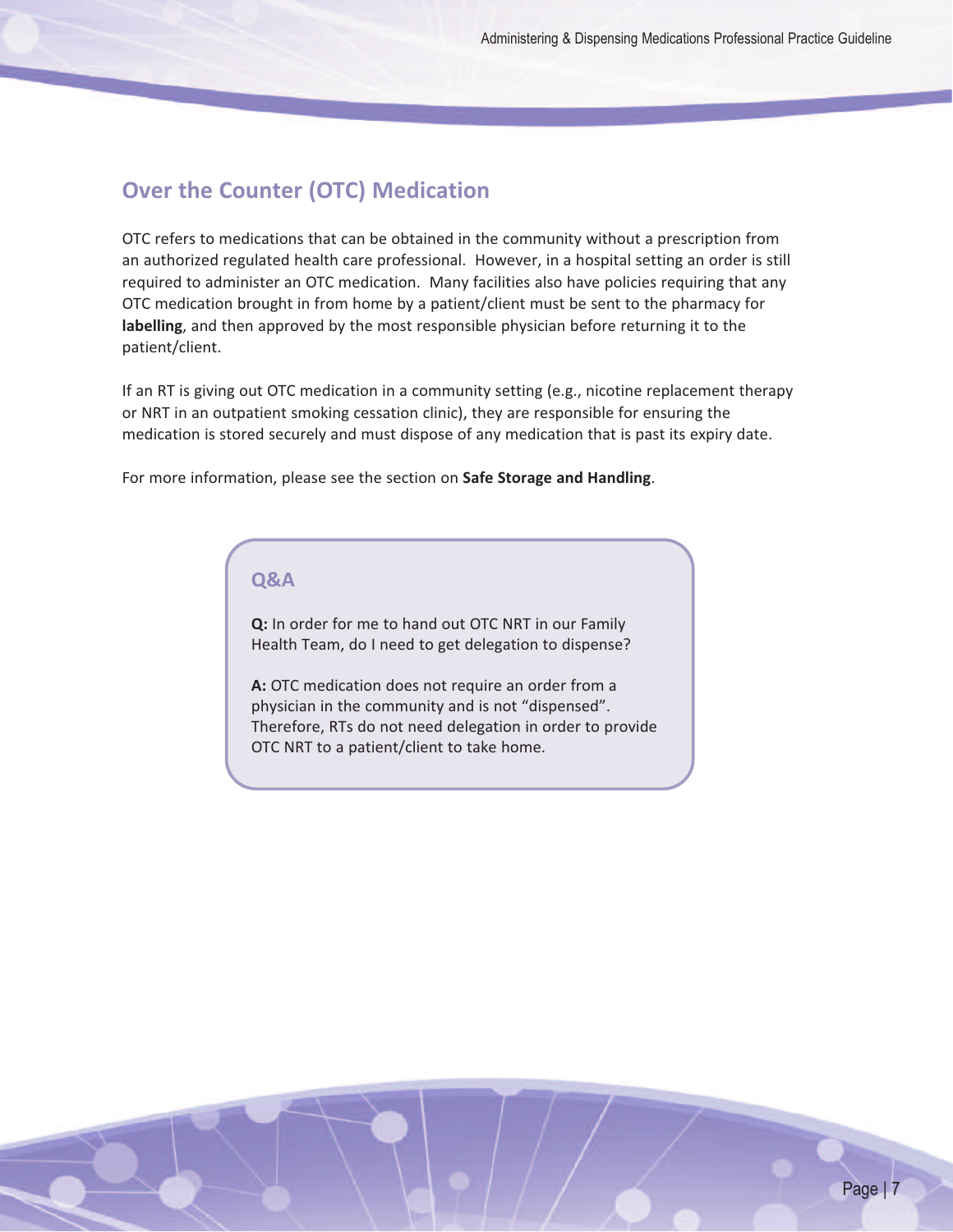## Over the Counter (OTC) Medication

OTC refers to medications that can be obtained in the community without a prescription from an authorized regulated health care professional. However, in a hospital setting an order is still required to administer an OTC medication. Many facilities also have policies requiring that any OTC medication brought in from home by a patient/client must be sent to the pharmacy for **labelling**, and then approved by the most responsible physician before returning it to the patient/client.

If an RT is giving out OTC medication in a community setting (e.g., nicotine replacement therapy or NRT in an outpatient smoking cessation clinic), they are responsible for ensuring the medication is stored securely and must dispose of any medication that is past its expiry date.

For more information, please see the section on **Safe Storage and Handling**.

### Q&A

**Q:** In order for me to hand out OTC NRT in our Family Health Team, do I need to get delegation to dispense?

**A:** OTC medication does not require an order from a physician in the community and is not "dispensed". Therefore, RTs do not need delegation in order to provide OTC NRT to a patient/client to take home.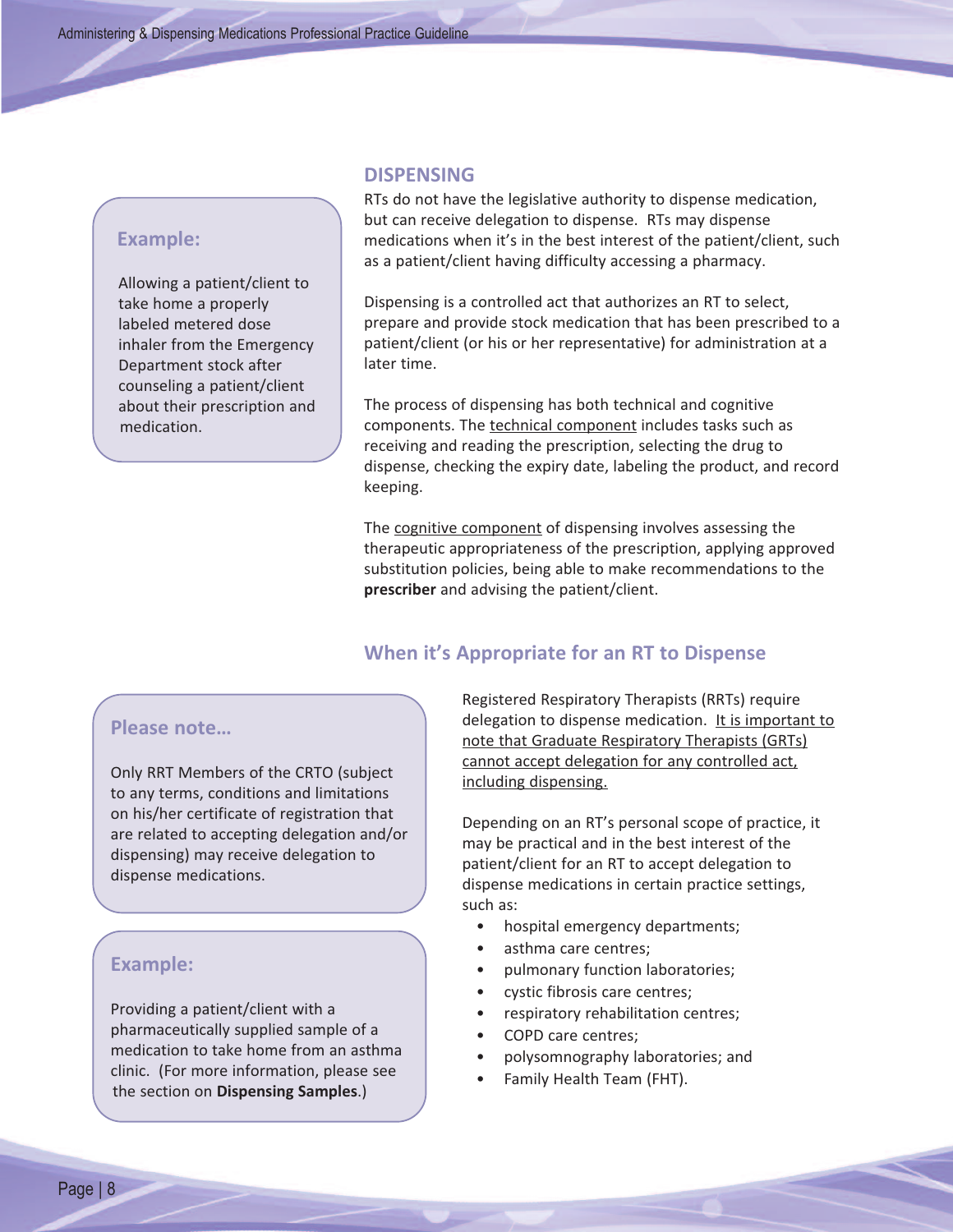## DISPENSING

> **Example:**
>
> Allowing a patient/client to take home a properly labeled metered dose inhaler from the Emergency Department stock after counseling a patient/client about their prescription and medication.

RTs do not have the legislative authority to dispense medication, but can receive delegation to dispense. RTs may dispense medications when it's in the best interest of the patient/client, such as a patient/client having difficulty accessing a pharmacy.

Dispensing is a controlled act that authorizes an RT to select, prepare and provide stock medication that has been prescribed to a patient/client (or his or her representative) for administration at a later time.

The process of dispensing has both technical and cognitive components. The technical component includes tasks such as receiving and reading the prescription, selecting the drug to dispense, checking the expiry date, labeling the product, and record keeping.

The cognitive component of dispensing involves assessing the therapeutic appropriateness of the prescription, applying approved substitution policies, being able to make recommendations to the **prescriber** and advising the patient/client.

### When it's Appropriate for an RT to Dispense

> **Please note…**
>
> Only RRT Members of the CRTO (subject to any terms, conditions and limitations on his/her certificate of registration that are related to accepting delegation and/or dispensing) may receive delegation to dispense medications.

> **Example:**
>
> Providing a patient/client with a pharmaceutically supplied sample of a medication to take home from an asthma clinic. (For more information, please see the section on **Dispensing Samples**.)

Registered Respiratory Therapists (RRTs) require delegation to dispense medication. It is important to note that Graduate Respiratory Therapists (GRTs) cannot accept delegation for any controlled act, including dispensing.

Depending on an RT's personal scope of practice, it may be practical and in the best interest of the patient/client for an RT to accept delegation to dispense medications in certain practice settings, such as:

- hospital emergency departments;
- asthma care centres;
- pulmonary function laboratories;
- cystic fibrosis care centres;
- respiratory rehabilitation centres;
- COPD care centres;
- polysomnography laboratories; and
- Family Health Team (FHT).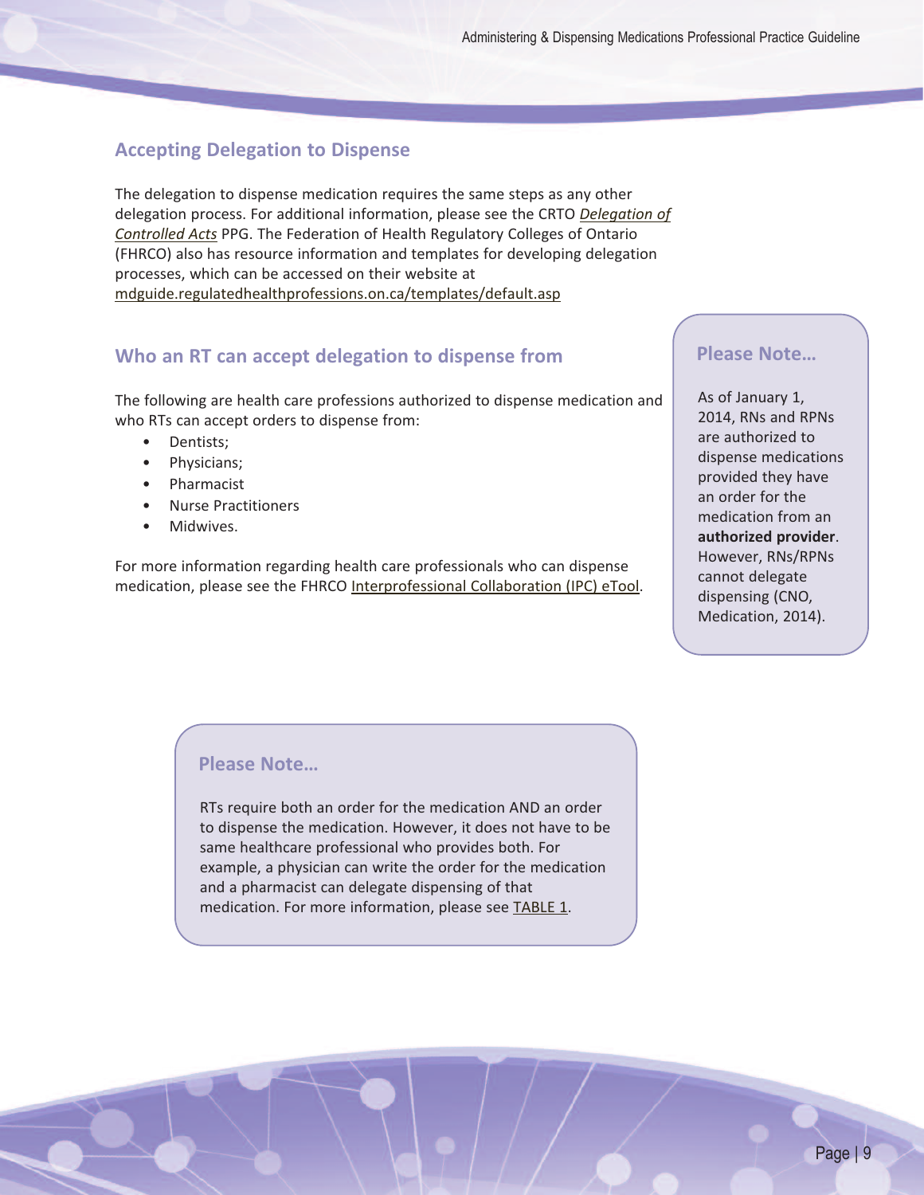## Accepting Delegation to Dispense

The delegation to dispense medication requires the same steps as any other delegation process. For additional information, please see the CRTO *Delegation of Controlled Acts* PPG. The Federation of Health Regulatory Colleges of Ontario (FHRCO) also has resource information and templates for developing delegation processes, which can be accessed on their website at mdguide.regulatedhealthprofessions.on.ca/templates/default.asp

## Who an RT can accept delegation to dispense from

The following are health care professions authorized to dispense medication and who RTs can accept orders to dispense from:

- Dentists;
- Physicians;
- Pharmacist
- Nurse Practitioners
- Midwives.

For more information regarding health care professionals who can dispense medication, please see the FHRCO Interprofessional Collaboration (IPC) eTool.

### Please Note…

As of January 1, 2014, RNs and RPNs are authorized to dispense medications provided they have an order for the medication from an **authorized provider**. However, RNs/RPNs cannot delegate dispensing (CNO, Medication, 2014).

### Please Note…

RTs require both an order for the medication AND an order to dispense the medication. However, it does not have to be same healthcare professional who provides both. For example, a physician can write the order for the medication and a pharmacist can delegate dispensing of that medication. For more information, please see TABLE 1.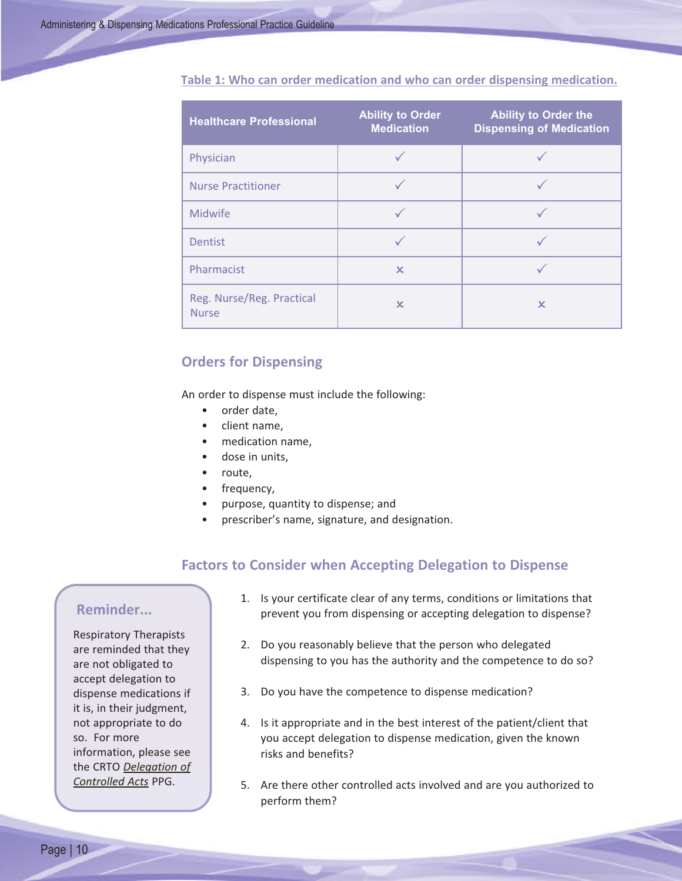Table 1: Who can order medication and who can order dispensing medication.

| Healthcare Professional | Ability to Order Medication | Ability to Order the Dispensing of Medication |
|---|---|---|
| Physician | ✓ | ✓ |
| Nurse Practitioner | ✓ | ✓ |
| Midwife | ✓ | ✓ |
| Dentist | ✓ | ✓ |
| Pharmacist | × | ✓ |
| Reg. Nurse/Reg. Practical Nurse | × | × |

## Orders for Dispensing

An order to dispense must include the following:

- order date,
- client name,
- medication name,
- dose in units,
- route,
- frequency,
- purpose, quantity to dispense; and
- prescriber's name, signature, and designation.

## Factors to Consider when Accepting Delegation to Dispense

1. Is your certificate clear of any terms, conditions or limitations that prevent you from dispensing or accepting delegation to dispense?
2. Do you reasonably believe that the person who delegated dispensing to you has the authority and the competence to do so?
3. Do you have the competence to dispense medication?
4. Is it appropriate and in the best interest of the patient/client that you accept delegation to dispense medication, given the known risks and benefits?
5. Are there other controlled acts involved and are you authorized to perform them?

**Reminder...**

Respiratory Therapists are reminded that they are not obligated to accept delegation to dispense medications if it is, in their judgment, not appropriate to do so. For more information, please see the CRTO *Delegation of Controlled Acts* PPG.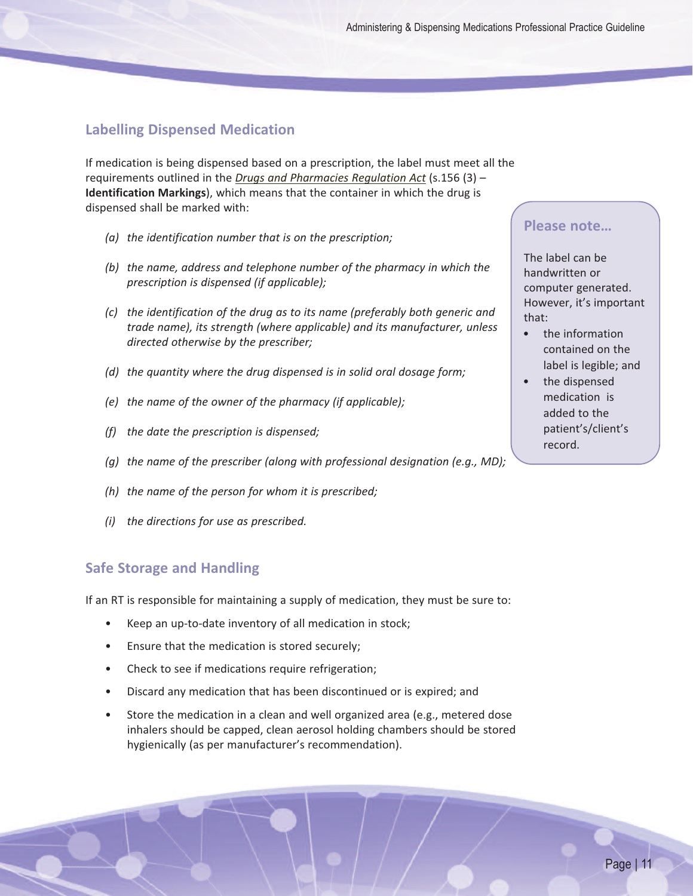## Labelling Dispensed Medication

If medication is being dispensed based on a prescription, the label must meet all the requirements outlined in the *Drugs and Pharmacies Regulation Act* (s.156 (3) – **Identification Markings**), which means that the container in which the drug is dispensed shall be marked with:

*(a) the identification number that is on the prescription;*

*(b) the name, address and telephone number of the pharmacy in which the prescription is dispensed (if applicable);*

*(c) the identification of the drug as to its name (preferably both generic and trade name), its strength (where applicable) and its manufacturer, unless directed otherwise by the prescriber;*

*(d) the quantity where the drug dispensed is in solid oral dosage form;*

*(e) the name of the owner of the pharmacy (if applicable);*

*(f) the date the prescription is dispensed;*

*(g) the name of the prescriber (along with professional designation (e.g., MD);*

*(h) the name of the person for whom it is prescribed;*

*(i) the directions for use as prescribed.*

### Please note...

The label can be handwritten or computer generated. However, it's important that:

- the information contained on the label is legible; and
- the dispensed medication is added to the patient's/client's record.

## Safe Storage and Handling

If an RT is responsible for maintaining a supply of medication, they must be sure to:

- Keep an up-to-date inventory of all medication in stock;
- Ensure that the medication is stored securely;
- Check to see if medications require refrigeration;
- Discard any medication that has been discontinued or is expired; and
- Store the medication in a clean and well organized area (e.g., metered dose inhalers should be capped, clean aerosol holding chambers should be stored hygienically (as per manufacturer's recommendation).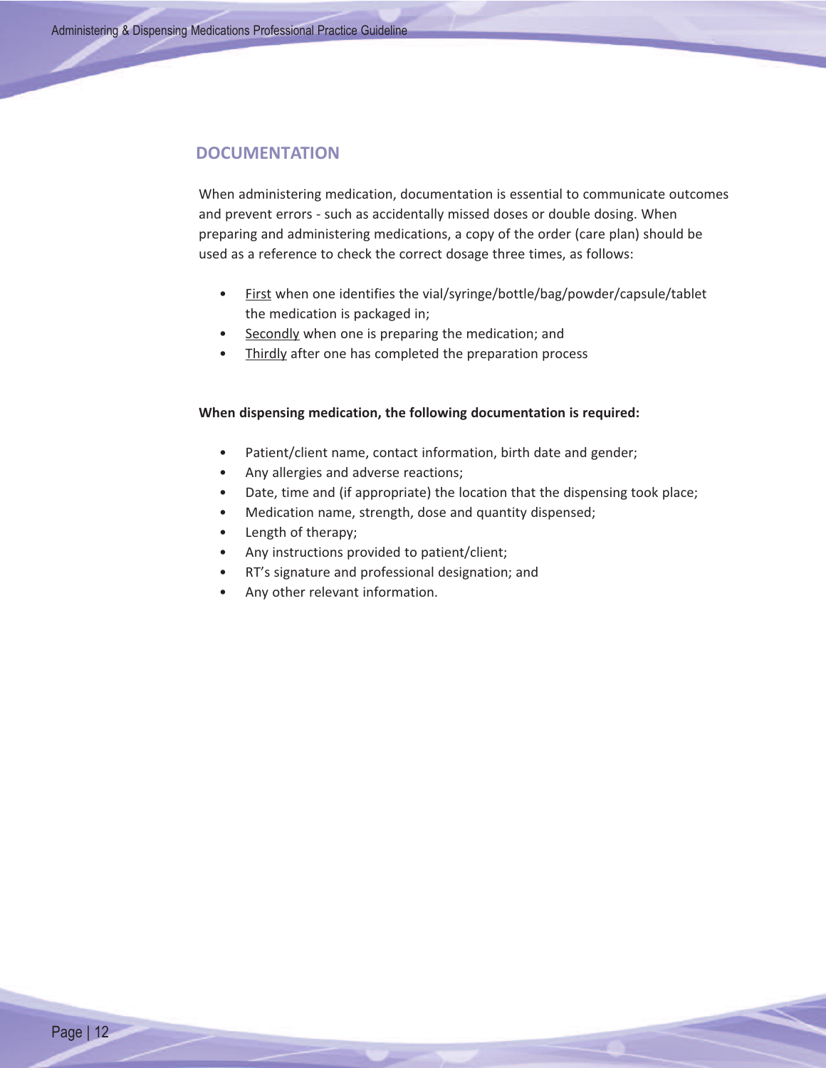## DOCUMENTATION

When administering medication, documentation is essential to communicate outcomes and prevent errors - such as accidentally missed doses or double dosing. When preparing and administering medications, a copy of the order (care plan) should be used as a reference to check the correct dosage three times, as follows:

- <u>First</u> when one identifies the vial/syringe/bottle/bag/powder/capsule/tablet the medication is packaged in;
- <u>Secondly</u> when one is preparing the medication; and
- <u>Thirdly</u> after one has completed the preparation process

**When dispensing medication, the following documentation is required:**

- Patient/client name, contact information, birth date and gender;
- Any allergies and adverse reactions;
- Date, time and (if appropriate) the location that the dispensing took place;
- Medication name, strength, dose and quantity dispensed;
- Length of therapy;
- Any instructions provided to patient/client;
- RT's signature and professional designation; and
- Any other relevant information.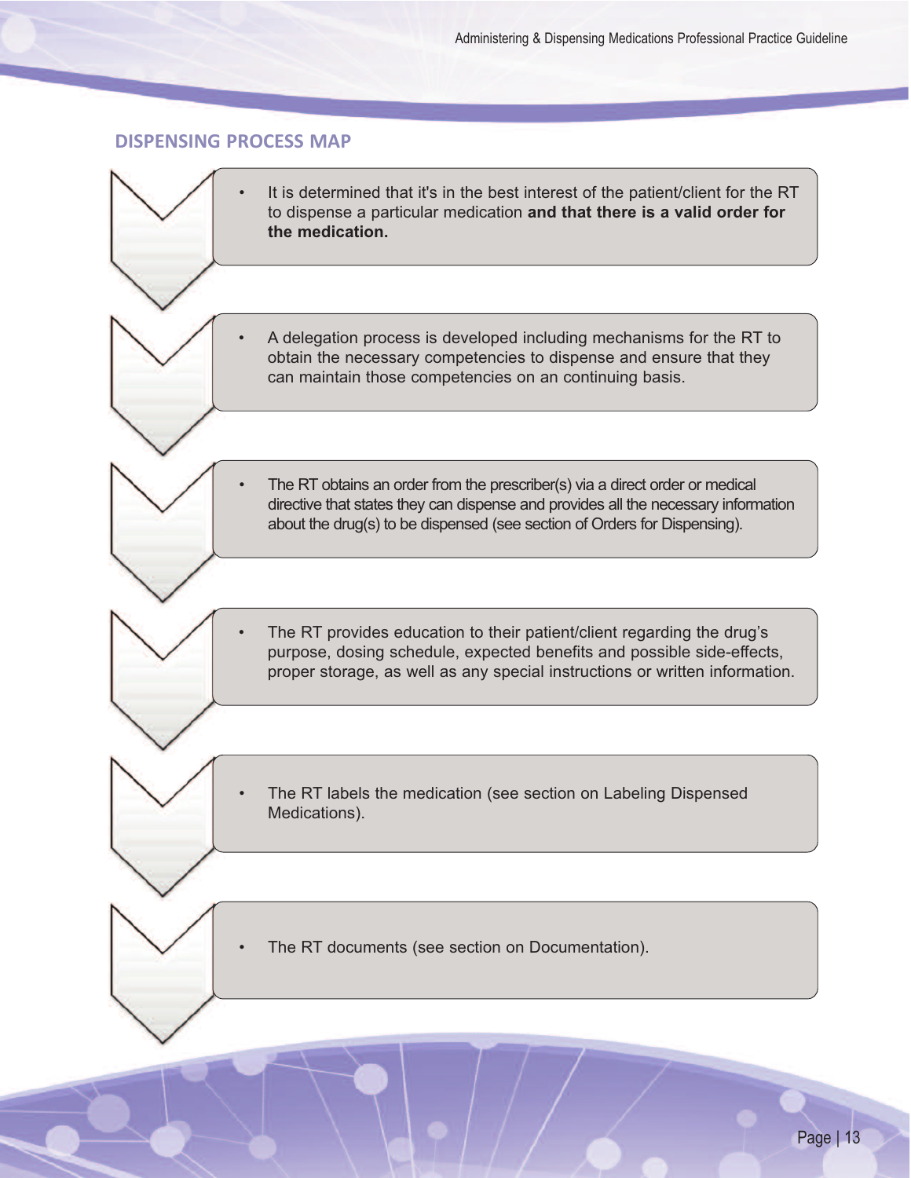## DISPENSING PROCESS MAP

- It is determined that it's in the best interest of the patient/client for the RT to dispense a particular medication **and that there is a valid order for the medication.**

- A delegation process is developed including mechanisms for the RT to obtain the necessary competencies to dispense and ensure that they can maintain those competencies on an continuing basis.

- The RT obtains an order from the prescriber(s) via a direct order or medical directive that states they can dispense and provides all the necessary information about the drug(s) to be dispensed (see section of Orders for Dispensing).

- The RT provides education to their patient/client regarding the drug's purpose, dosing schedule, expected benefits and possible side-effects, proper storage, as well as any special instructions or written information.

- The RT labels the medication (see section on Labeling Dispensed Medications).

- The RT documents (see section on Documentation).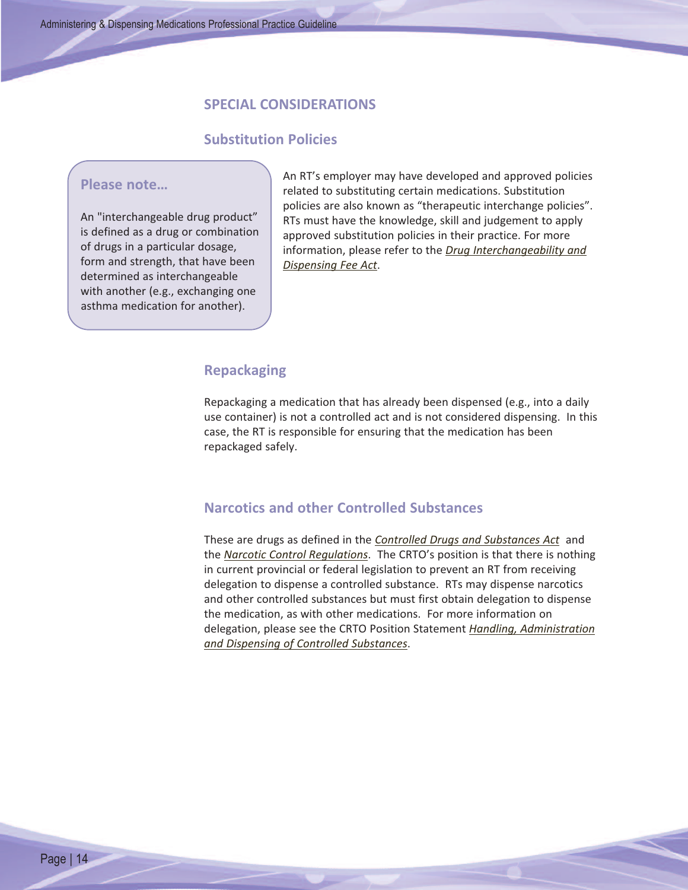## SPECIAL CONSIDERATIONS

### Substitution Policies

An RT's employer may have developed and approved policies related to substituting certain medications. Substitution policies are also known as "therapeutic interchange policies". RTs must have the knowledge, skill and judgement to apply approved substitution policies in their practice. For more information, please refer to the *Drug Interchangeability and Dispensing Fee Act*.

> **Please note…**
>
> An "interchangeable drug product" is defined as a drug or combination of drugs in a particular dosage, form and strength, that have been determined as interchangeable with another (e.g., exchanging one asthma medication for another).

### Repackaging

Repackaging a medication that has already been dispensed (e.g., into a daily use container) is not a controlled act and is not considered dispensing. In this case, the RT is responsible for ensuring that the medication has been repackaged safely.

### Narcotics and other Controlled Substances

These are drugs as defined in the *Controlled Drugs and Substances Act* and the *Narcotic Control Regulations*. The CRTO's position is that there is nothing in current provincial or federal legislation to prevent an RT from receiving delegation to dispense a controlled substance. RTs may dispense narcotics and other controlled substances but must first obtain delegation to dispense the medication, as with other medications. For more information on delegation, please see the CRTO Position Statement *Handling, Administration and Dispensing of Controlled Substances*.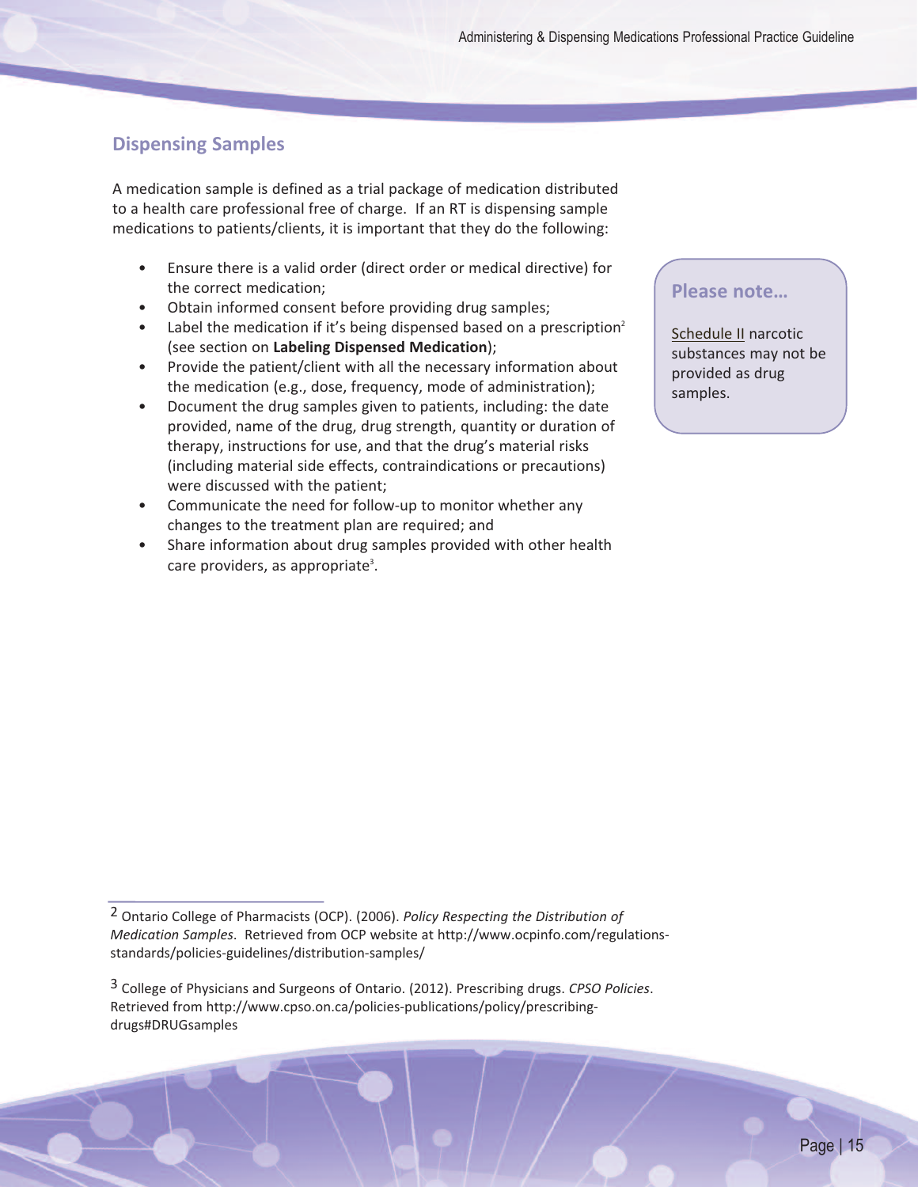## Dispensing Samples

A medication sample is defined as a trial package of medication distributed to a health care professional free of charge. If an RT is dispensing sample medications to patients/clients, it is important that they do the following:

- Ensure there is a valid order (direct order or medical directive) for the correct medication;
- Obtain informed consent before providing drug samples;
- Label the medication if it's being dispensed based on a prescription[2] (see section on **Labeling Dispensed Medication**);
- Provide the patient/client with all the necessary information about the medication (e.g., dose, frequency, mode of administration);
- Document the drug samples given to patients, including: the date provided, name of the drug, drug strength, quantity or duration of therapy, instructions for use, and that the drug's material risks (including material side effects, contraindications or precautions) were discussed with the patient;
- Communicate the need for follow-up to monitor whether any changes to the treatment plan are required; and
- Share information about drug samples provided with other health care providers, as appropriate[3].

### Please note...

Schedule II narcotic substances may not be provided as drug samples.

---

[2] Ontario College of Pharmacists (OCP). (2006). *Policy Respecting the Distribution of Medication Samples*. Retrieved from OCP website at http://www.ocpinfo.com/regulations-standards/policies-guidelines/distribution-samples/

[3] College of Physicians and Surgeons of Ontario. (2012). Prescribing drugs. *CPSO Policies*. Retrieved from http://www.cpso.on.ca/policies-publications/policy/prescribing-drugs#DRUGsamples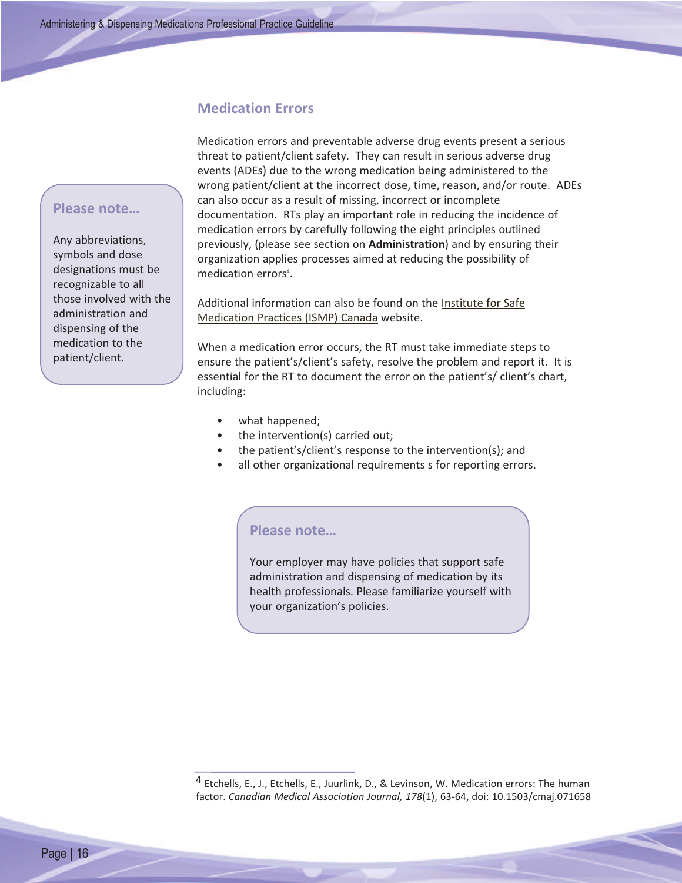## Medication Errors

> **Please note…**
>
> Any abbreviations, symbols and dose designations must be recognizable to all those involved with the administration and dispensing of the medication to the patient/client.

Medication errors and preventable adverse drug events present a serious threat to patient/client safety. They can result in serious adverse drug events (ADEs) due to the wrong medication being administered to the wrong patient/client at the incorrect dose, time, reason, and/or route. ADEs can also occur as a result of missing, incorrect or incomplete documentation. RTs play an important role in reducing the incidence of medication errors by carefully following the eight principles outlined previously, (please see section on **Administration**) and by ensuring their organization applies processes aimed at reducing the possibility of medication errors[4].

Additional information can also be found on the Institute for Safe Medication Practices (ISMP) Canada website.

When a medication error occurs, the RT must take immediate steps to ensure the patient's/client's safety, resolve the problem and report it. It is essential for the RT to document the error on the patient's/ client's chart, including:

- what happened;
- the intervention(s) carried out;
- the patient's/client's response to the intervention(s); and
- all other organizational requirements s for reporting errors.

> **Please note…**
>
> Your employer may have policies that support safe administration and dispensing of medication by its health professionals. Please familiarize yourself with your organization's policies.

---

[4] Etchells, E., J., Etchells, E., Juurlink, D., & Levinson, W. Medication errors: The human factor. *Canadian Medical Association Journal, 178*(1), 63-64, doi: 10.1503/cmaj.071658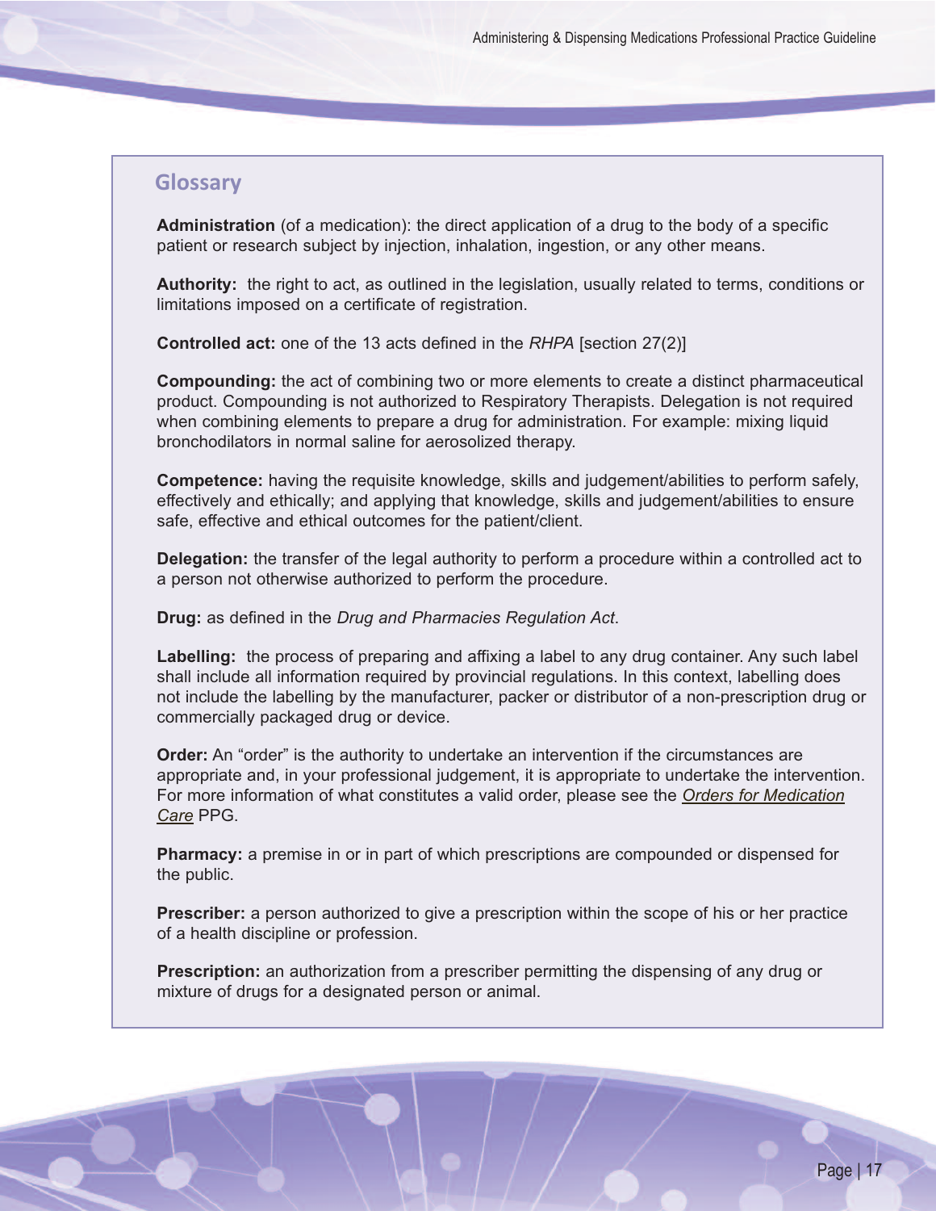## Glossary

**Administration** (of a medication): the direct application of a drug to the body of a specific patient or research subject by injection, inhalation, ingestion, or any other means.

**Authority:** the right to act, as outlined in the legislation, usually related to terms, conditions or limitations imposed on a certificate of registration.

**Controlled act:** one of the 13 acts defined in the *RHPA* [section 27(2)]

**Compounding:** the act of combining two or more elements to create a distinct pharmaceutical product. Compounding is not authorized to Respiratory Therapists. Delegation is not required when combining elements to prepare a drug for administration. For example: mixing liquid bronchodilators in normal saline for aerosolized therapy.

**Competence:** having the requisite knowledge, skills and judgement/abilities to perform safely, effectively and ethically; and applying that knowledge, skills and judgement/abilities to ensure safe, effective and ethical outcomes for the patient/client.

**Delegation:** the transfer of the legal authority to perform a procedure within a controlled act to a person not otherwise authorized to perform the procedure.

**Drug:** as defined in the *Drug and Pharmacies Regulation Act*.

**Labelling:** the process of preparing and affixing a label to any drug container. Any such label shall include all information required by provincial regulations. In this context, labelling does not include the labelling by the manufacturer, packer or distributor of a non-prescription drug or commercially packaged drug or device.

**Order:** An "order" is the authority to undertake an intervention if the circumstances are appropriate and, in your professional judgement, it is appropriate to undertake the intervention. For more information of what constitutes a valid order, please see the *Orders for Medication Care* PPG.

**Pharmacy:** a premise in or in part of which prescriptions are compounded or dispensed for the public.

**Prescriber:** a person authorized to give a prescription within the scope of his or her practice of a health discipline or profession.

**Prescription:** an authorization from a prescriber permitting the dispensing of any drug or mixture of drugs for a designated person or animal.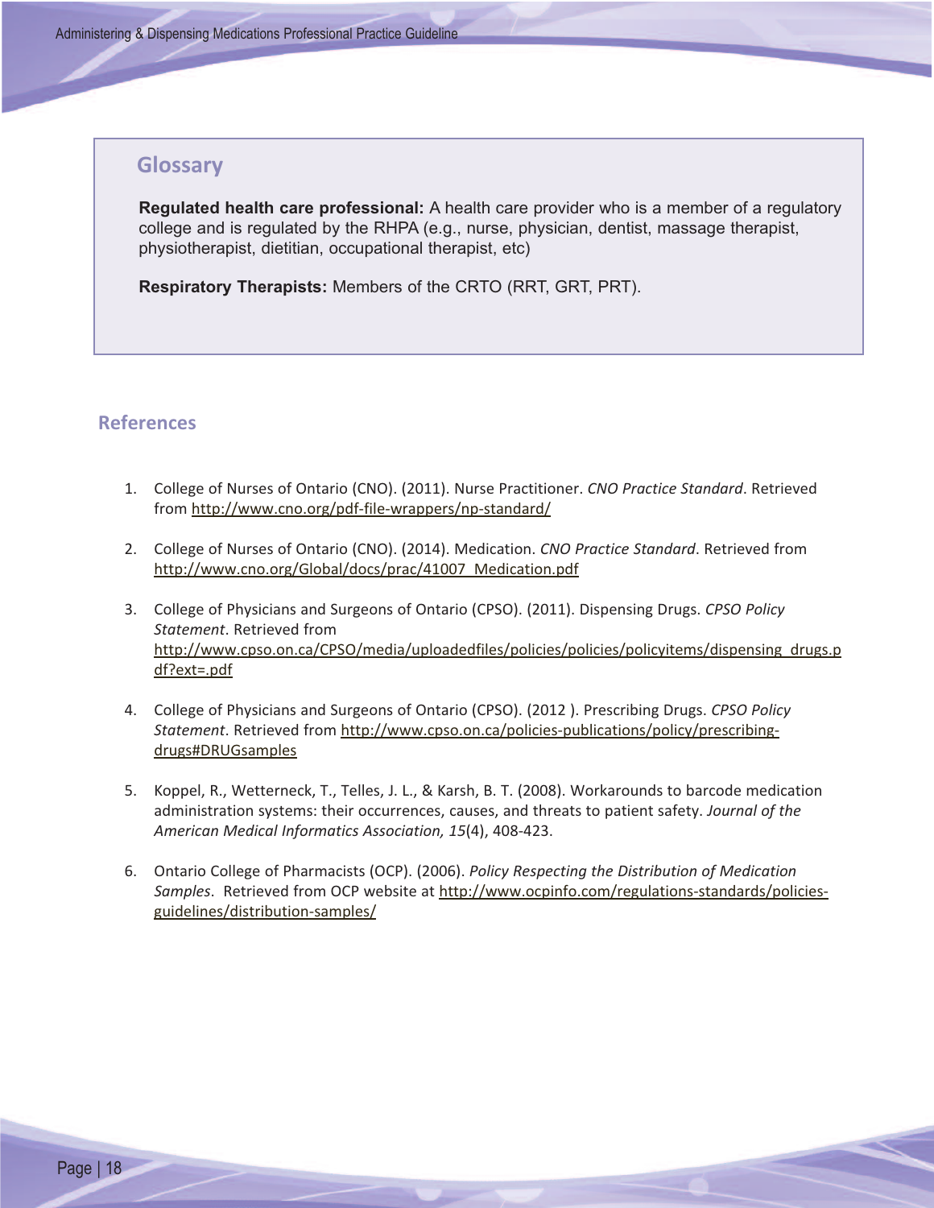## Glossary

**Regulated health care professional:** A health care provider who is a member of a regulatory college and is regulated by the RHPA (e.g., nurse, physician, dentist, massage therapist, physiotherapist, dietitian, occupational therapist, etc)

**Respiratory Therapists:** Members of the CRTO (RRT, GRT, PRT).

## References

1. College of Nurses of Ontario (CNO). (2011). Nurse Practitioner. *CNO Practice Standard*. Retrieved from http://www.cno.org/pdf-file-wrappers/np-standard/

2. College of Nurses of Ontario (CNO). (2014). Medication. *CNO Practice Standard*. Retrieved from http://www.cno.org/Global/docs/prac/41007_Medication.pdf

3. College of Physicians and Surgeons of Ontario (CPSO). (2011). Dispensing Drugs. *CPSO Policy Statement*. Retrieved from http://www.cpso.on.ca/CPSO/media/uploadedfiles/policies/policies/policyitems/dispensing_drugs.pdf?ext=.pdf

4. College of Physicians and Surgeons of Ontario (CPSO). (2012 ). Prescribing Drugs. *CPSO Policy Statement*. Retrieved from http://www.cpso.on.ca/policies-publications/policy/prescribing-drugs#DRUGsamples

5. Koppel, R., Wetterneck, T., Telles, J. L., & Karsh, B. T. (2008). Workarounds to barcode medication administration systems: their occurrences, causes, and threats to patient safety. *Journal of the American Medical Informatics Association, 15*(4), 408-423.

6. Ontario College of Pharmacists (OCP). (2006). *Policy Respecting the Distribution of Medication Samples*. Retrieved from OCP website at http://www.ocpinfo.com/regulations-standards/policies-guidelines/distribution-samples/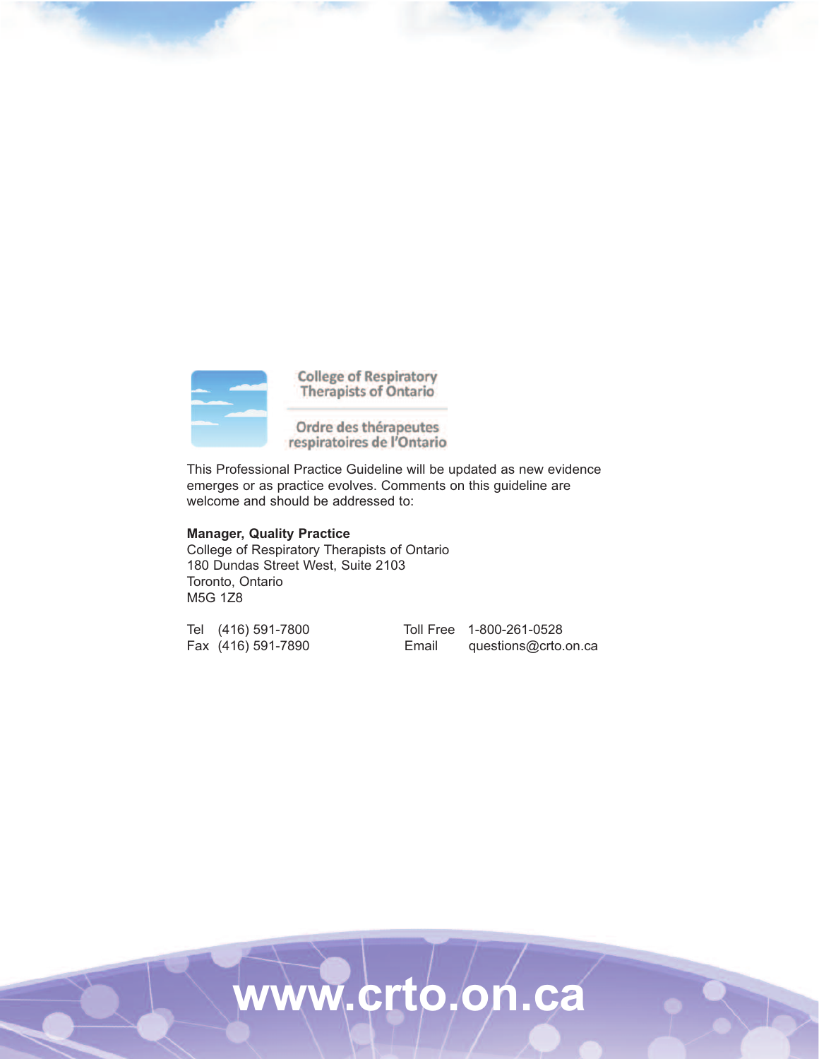College of Respiratory Therapists of Ontario

Ordre des thérapeutes respiratoires de l'Ontario

This Professional Practice Guideline will be updated as new evidence emerges or as practice evolves. Comments on this guideline are welcome and should be addressed to:

**Manager, Quality Practice**
College of Respiratory Therapists of Ontario
180 Dundas Street West, Suite 2103
Toronto, Ontario
M5G 1Z8

Tel (416) 591-7800
Fax (416) 591-7890
Toll Free 1-800-261-0528
Email questions@crto.on.ca

**www.crto.on.ca**